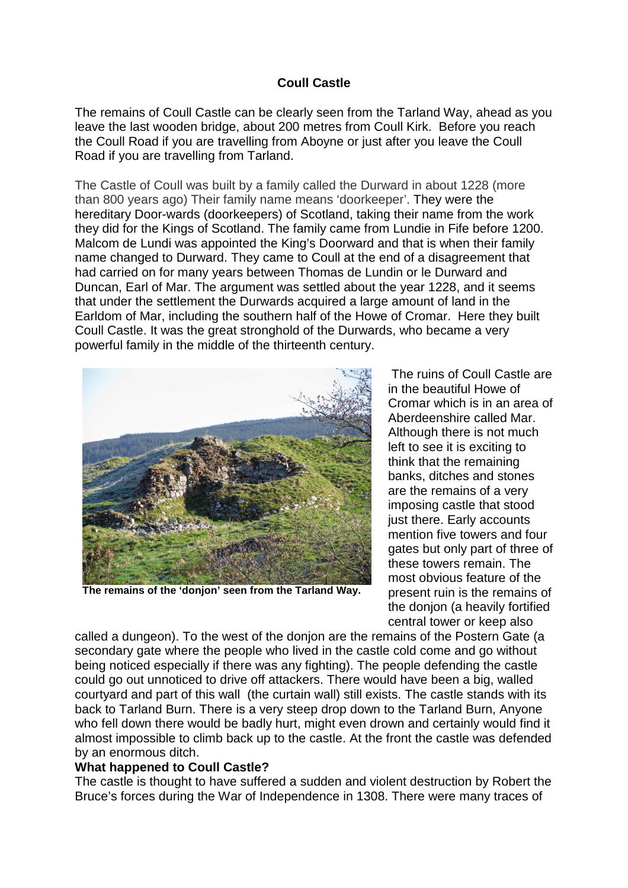# Coull Castle

The remains of Coull Castle can be clearly seen from the Tarland Way, ahead as you leave the last wooden bridge, about 200 metres from Coull Kirk. Before you reach the Coull Road if you are travelling from Aboyne or just after you leave the Coull Road if you are travelling from Tarland.

The Castle of Coull was built by a family called the Durward in about 1228 (more than 800 years ago) Their family name means 'doorkeeper'. They were the hereditary Door-wards (doorkeepers) of Scotland, taking their name from the work they did for the Kings of Scotland. The family came from Lundie in Fife before 1200. Malcom de Lundi was appointed the King's Doorward and that is when their family name changed to Durward. They came to Coull at the end of a disagreement that had carried on for many years between Thomas de Lundin or le Durward and Duncan, Earl of Mar. The argument was settled about the year 1228, and it seems that under the settlement the Durwards acquired a large amount of land in the Earldom of Mar, including the southern half of the Howe of Cromar. Here they built Coull Castle. It was the great stronghold of the Durwards, who became a very powerful family in the middle of the thirteenth century.

**The remains of the 'donjon' seen from the Tarland Way.**

The ruins of Coull Castle are in the beautiful Howe of Cromar which is in an area of Aberdeenshire called Mar. Although there is not much left to see it is exciting to think that the remaining banks, ditches and stones are the remains of a very imposing castle that stood just there. Early accounts mention five towers and four gates but only part of three of these towers remain. The most obvious feature of the present ruin is the remains of the donjon (a heavily fortified central tower or keep also called a dungeon). To the west of the donjon are the remains of the Postern Gate (a secondary gate where the people who lived in the castle cold come and go without being noticed especially if there was any fighting). The people defending the castle could go out unnoticed to drive off attackers. There would have been a big, walled courtyard and part of this wall (the curtain wall) still exists. The castle stands with its back to Tarland Burn. There is a very steep drop down to the Tarland Burn, Anyone who fell down there would be badly hurt, might even drown and certainly would find it almost impossible to climb back up to the castle. At the front the castle was defended by an enormous ditch.

**What happened to Coull Castle?**

The castle is thought to have suffered a sudden and violent destruction by Robert the Bruce's forces during the War of Independence in 1308. There were many traces of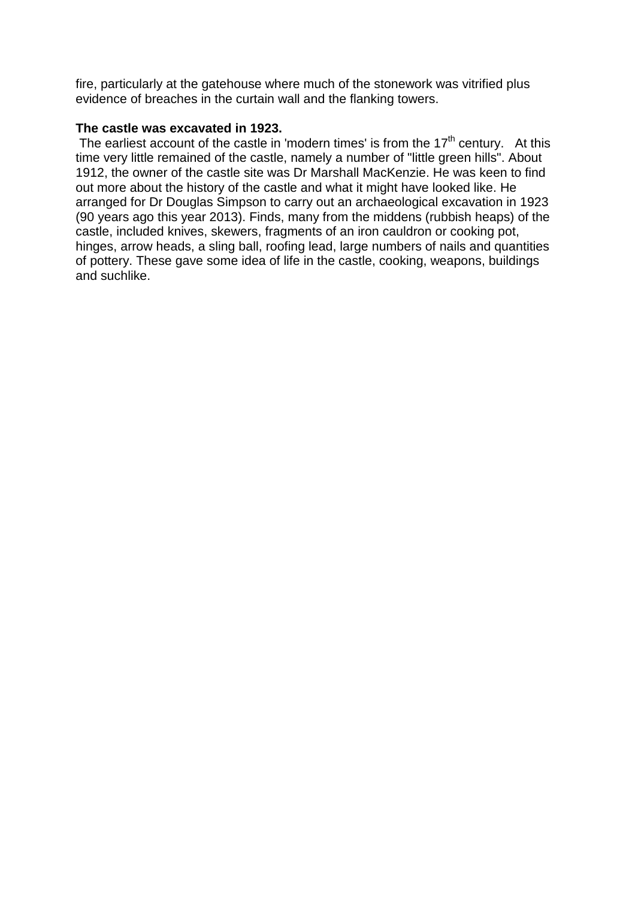fire, particularly at the gatehouse where much of the stonework was vitrified plus evidence of breaches in the curtain wall and the flanking towers.

**The castle was excavated in 1923.**

The earliest account of the castle in 'modern times' is from the 17th century. At this time very little remained of the castle, namely a number of "little green hills". About 1912, the owner of the castle site was Dr Marshall MacKenzie. He was keen to find out more about the history of the castle and what it might have looked like. He arranged for Dr Douglas Simpson to carry out an archaeological excavation in 1923 (90 years ago this year 2013). Finds, many from the middens (rubbish heaps) of the castle, included knives, skewers, fragments of an iron cauldron or cooking pot, hinges, arrow heads, a sling ball, roofing lead, large numbers of nails and quantities of pottery. These gave some idea of life in the castle, cooking, weapons, buildings and suchlike.